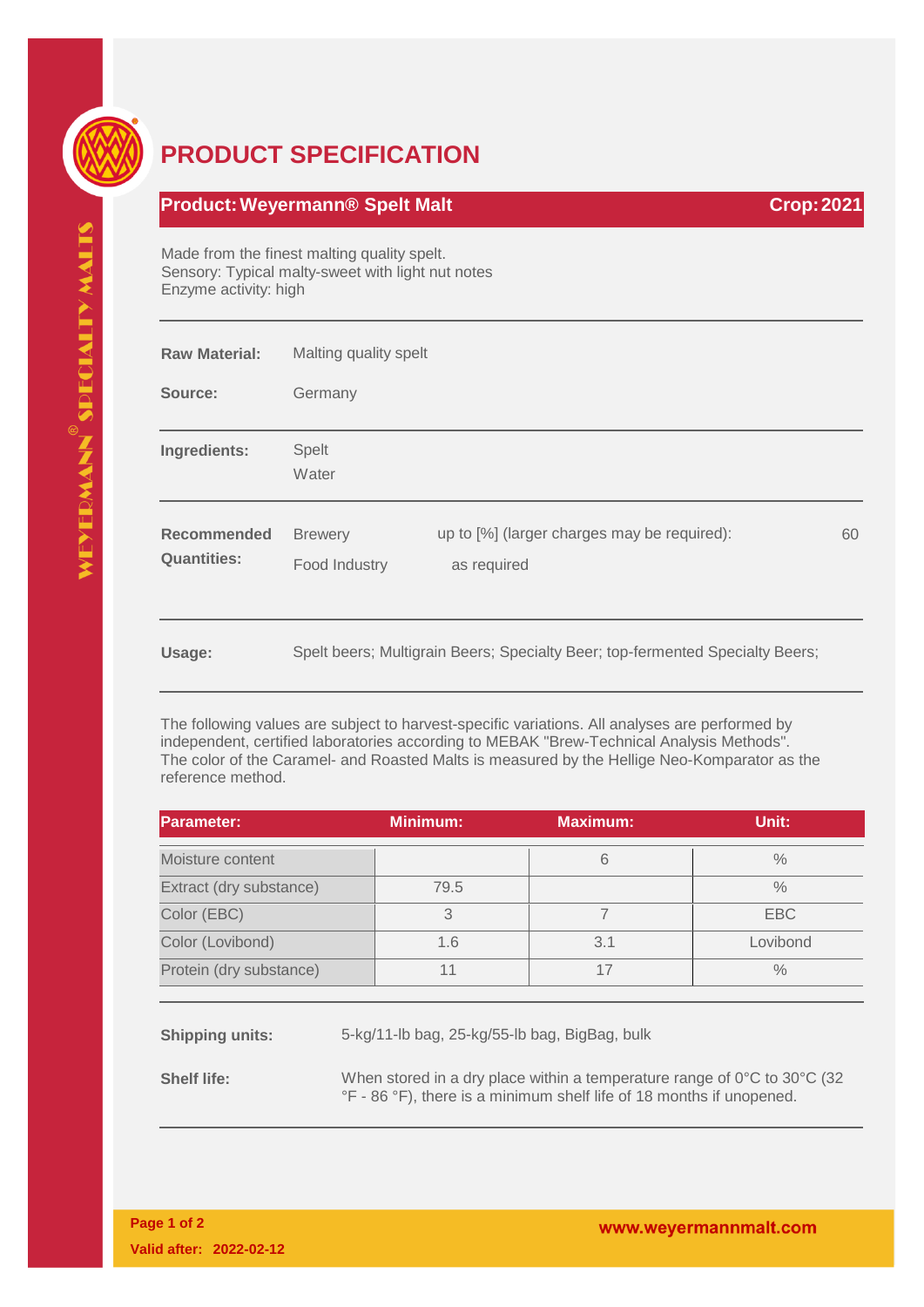# PRODUCT SPECIFICATION

**Product: Weyermann® Spelt Malt** **Crop: 2021**

Made from the finest malting quality spelt.
Sensory: Typical malty-sweet with light nut notes
Enzyme activity: high

**Raw Material:** Malting quality spelt

**Source:** Germany

**Ingredients:** Spelt
Water

**Recommended Quantities:**

| | | |
|---|---|---|
| Brewery | up to [%] (larger charges may be required): | 60 |
| Food Industry | as required | |

**Usage:** Spelt beers; Multigrain Beers; Specialty Beer; top-fermented Specialty Beers;

The following values are subject to harvest-specific variations. All analyses are performed by independent, certified laboratories according to MEBAK "Brew-Technical Analysis Methods". The color of the Caramel- and Roasted Malts is measured by the Hellige Neo-Komparator as the reference method.

| Parameter: | Minimum: | Maximum: | Unit: |
|---|---|---|---|
| Moisture content | | 6 | % |
| Extract (dry substance) | 79.5 | | % |
| Color (EBC) | 3 | 7 | EBC |
| Color (Lovibond) | 1.6 | 3.1 | Lovibond |
| Protein (dry substance) | 11 | 17 | % |

**Shipping units:** 5-kg/11-lb bag, 25-kg/55-lb bag, BigBag, bulk

**Shelf life:** When stored in a dry place within a temperature range of 0°C to 30°C (32 °F - 86 °F), there is a minimum shelf life of 18 months if unopened.

**Valid after: 2022-02-12**

**www.weyermannmalt.com**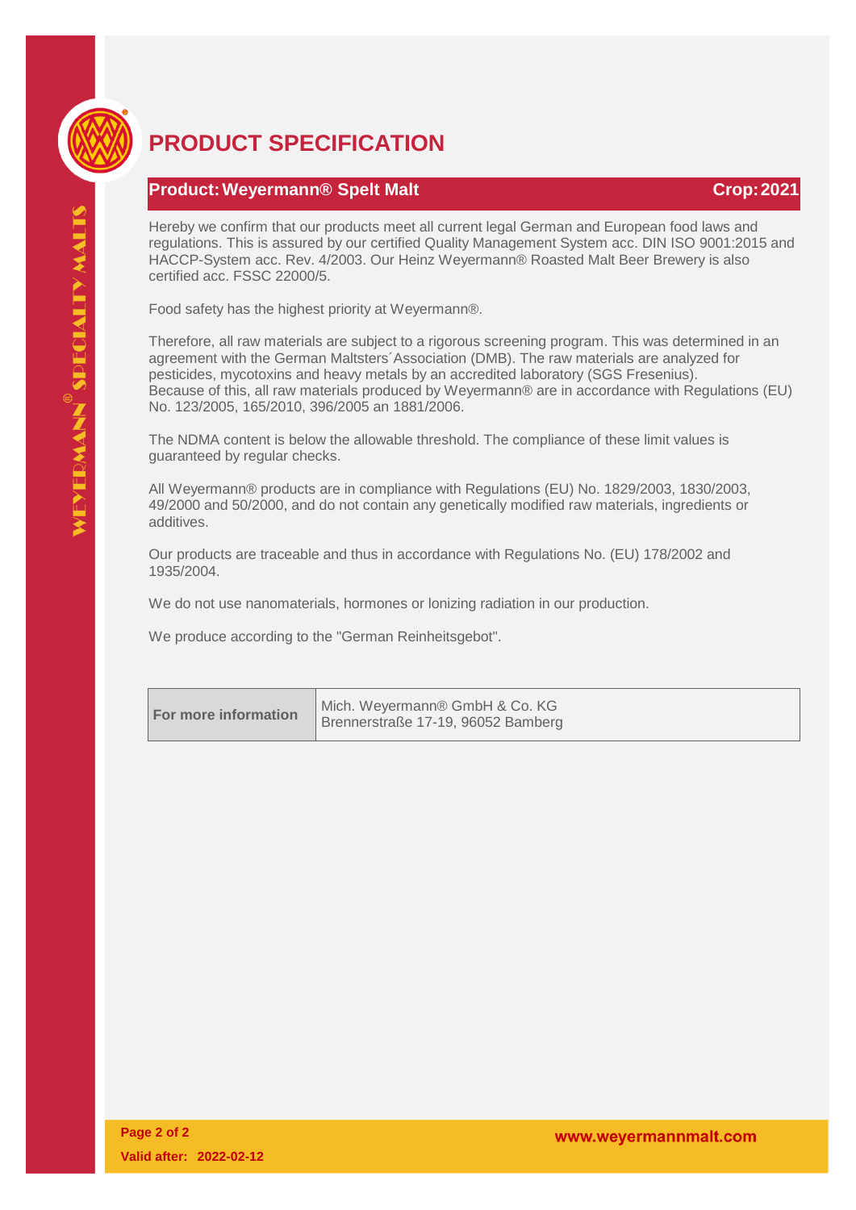# PRODUCT SPECIFICATION

**Product: Weyermann® Spelt Malt** **Crop: 2021**

Hereby we confirm that our products meet all current legal German and European food laws and regulations. This is assured by our certified Quality Management System acc. DIN ISO 9001:2015 and HACCP-System acc. Rev. 4/2003. Our Heinz Weyermann® Roasted Malt Beer Brewery is also certified acc. FSSC 22000/5.

Food safety has the highest priority at Weyermann®.

Therefore, all raw materials are subject to a rigorous screening program. This was determined in an agreement with the German Maltsters´Association (DMB). The raw materials are analyzed for pesticides, mycotoxins and heavy metals by an accredited laboratory (SGS Fresenius). Because of this, all raw materials produced by Weyermann® are in accordance with Regulations (EU) No. 123/2005, 165/2010, 396/2005 an 1881/2006.

The NDMA content is below the allowable threshold. The compliance of these limit values is guaranteed by regular checks.

All Weyermann® products are in compliance with Regulations (EU) No. 1829/2003, 1830/2003, 49/2000 and 50/2000, and do not contain any genetically modified raw materials, ingredients or additives.

Our products are traceable and thus in accordance with Regulations No. (EU) 178/2002 and 1935/2004.

We do not use nanomaterials, hormones or Ionizing radiation in our production.

We produce according to the "German Reinheitsgebot".

| | |
|---|---|
| **For more information** | Mich. Weyermann® GmbH & Co. KG<br>Brennerstraße 17-19, 96052 Bamberg |

**Valid after: 2022-02-12**

**www.weyermannmalt.com**